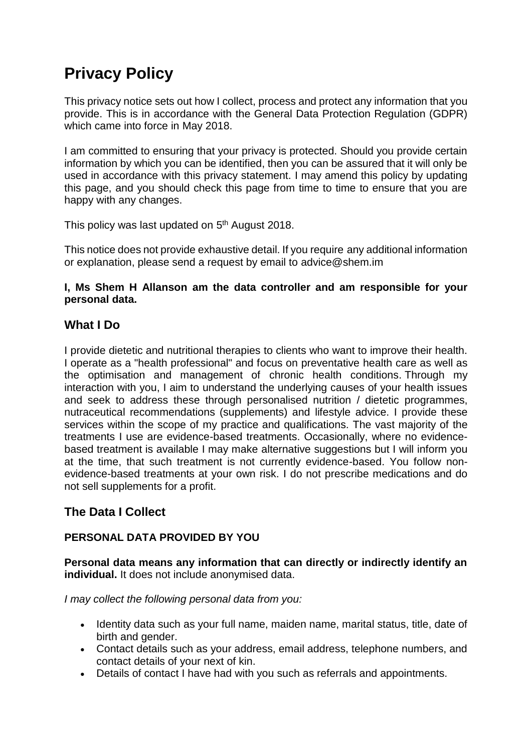# Privacy Policy

This privacy notice sets out how I collect, process and protect any information that you provide. This is in accordance with the General Data Protection Regulation (GDPR) which came into force in May 2018.

I am committed to ensuring that your privacy is protected. Should you provide certain information by which you can be identified, then you can be assured that it will only be used in accordance with this privacy statement. I may amend this policy by updating this page, and you should check this page from time to time to ensure that you are happy with any changes.

This policy was last updated on 5th August 2018.

This notice does not provide exhaustive detail. If you require any additional information or explanation, please send a request by email to advice@shem.im

**I, Ms Shem H Allanson am the data controller and am responsible for your personal data.**

## What I Do

I provide dietetic and nutritional therapies to clients who want to improve their health. I operate as a "health professional" and focus on preventative health care as well as the optimisation and management of chronic health conditions. Through my interaction with you, I aim to understand the underlying causes of your health issues and seek to address these through personalised nutrition / dietetic programmes, nutraceutical recommendations (supplements) and lifestyle advice. I provide these services within the scope of my practice and qualifications. The vast majority of the treatments I use are evidence-based treatments. Occasionally, where no evidence-based treatment is available I may make alternative suggestions but I will inform you at the time, that such treatment is not currently evidence-based. You follow non-evidence-based treatments at your own risk. I do not prescribe medications and do not sell supplements for a profit.

## The Data I Collect

### PERSONAL DATA PROVIDED BY YOU

**Personal data means any information that can directly or indirectly identify an individual.** It does not include anonymised data.

*I may collect the following personal data from you:*

- Identity data such as your full name, maiden name, marital status, title, date of birth and gender.
- Contact details such as your address, email address, telephone numbers, and contact details of your next of kin.
- Details of contact I have had with you such as referrals and appointments.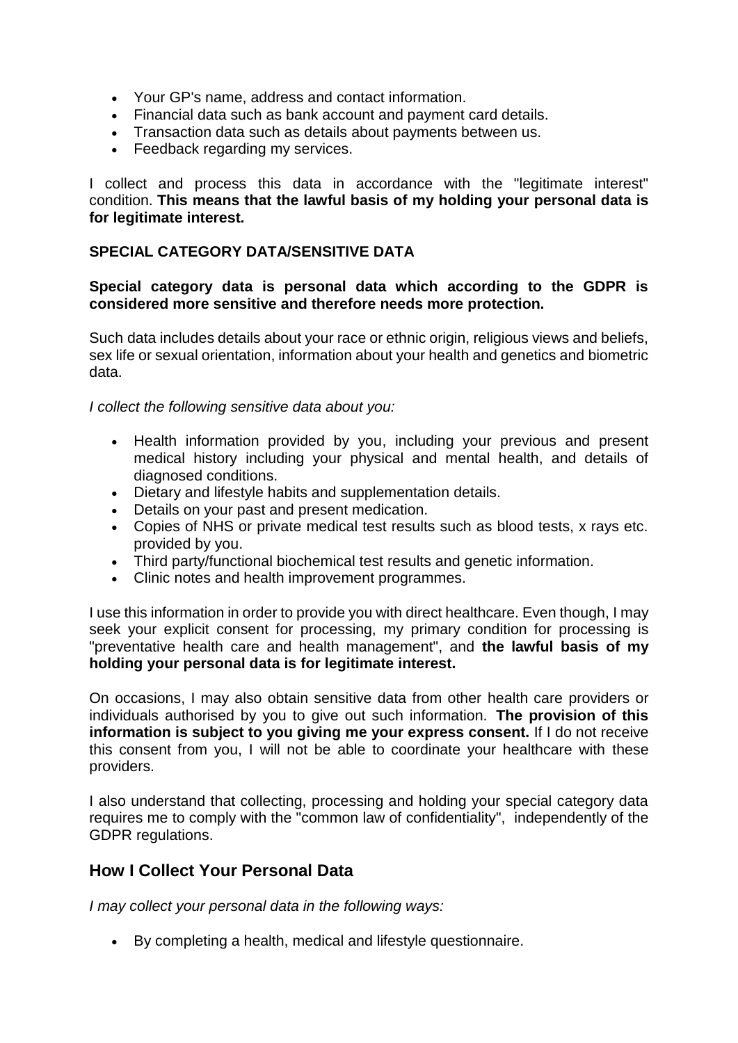- Your GP's name, address and contact information.
- Financial data such as bank account and payment card details.
- Transaction data such as details about payments between us.
- Feedback regarding my services.

I collect and process this data in accordance with the "legitimate interest" condition. **This means that the lawful basis of my holding your personal data is for legitimate interest.**

**SPECIAL CATEGORY DATA/SENSITIVE DATA**

**Special category data is personal data which according to the GDPR is considered more sensitive and therefore needs more protection.**

Such data includes details about your race or ethnic origin, religious views and beliefs, sex life or sexual orientation, information about your health and genetics and biometric data.

*I collect the following sensitive data about you:*

- Health information provided by you, including your previous and present medical history including your physical and mental health, and details of diagnosed conditions.
- Dietary and lifestyle habits and supplementation details.
- Details on your past and present medication.
- Copies of NHS or private medical test results such as blood tests, x rays etc. provided by you.
- Third party/functional biochemical test results and genetic information.
- Clinic notes and health improvement programmes.

I use this information in order to provide you with direct healthcare. Even though, I may seek your explicit consent for processing, my primary condition for processing is "preventative health care and health management", and **the lawful basis of my holding your personal data is for legitimate interest.**

On occasions, I may also obtain sensitive data from other health care providers or individuals authorised by you to give out such information. **The provision of this information is subject to you giving me your express consent.** If I do not receive this consent from you, I will not be able to coordinate your healthcare with these providers.

I also understand that collecting, processing and holding your special category data requires me to comply with the "common law of confidentiality", independently of the GDPR regulations.

## How I Collect Your Personal Data

*I may collect your personal data in the following ways:*

- By completing a health, medical and lifestyle questionnaire.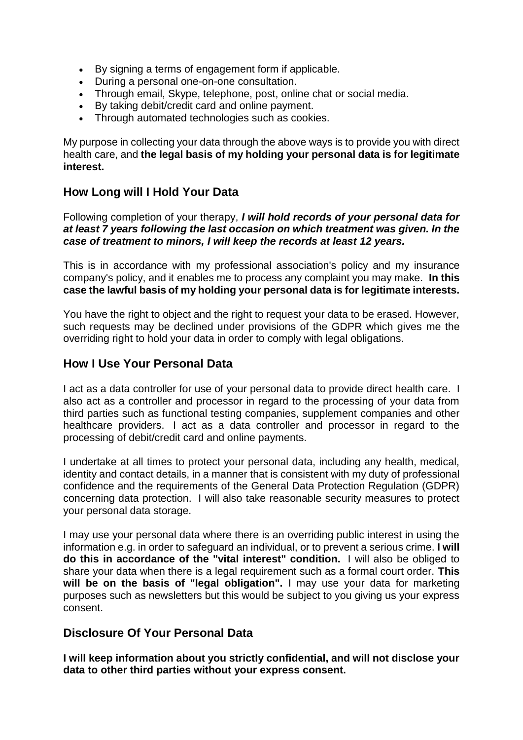- By signing a terms of engagement form if applicable.
- During a personal one-on-one consultation.
- Through email, Skype, telephone, post, online chat or social media.
- By taking debit/credit card and online payment.
- Through automated technologies such as cookies.

My purpose in collecting your data through the above ways is to provide you with direct health care, and **the legal basis of my holding your personal data is for legitimate interest.**

## How Long will I Hold Your Data

Following completion of your therapy, ***I will hold records of your personal data for at least 7 years following the last occasion on which treatment was given. In the case of treatment to minors, I will keep the records at least 12 years.***

This is in accordance with my professional association's policy and my insurance company's policy, and it enables me to process any complaint you may make. **In this case the lawful basis of my holding your personal data is for legitimate interests.**

You have the right to object and the right to request your data to be erased. However, such requests may be declined under provisions of the GDPR which gives me the overriding right to hold your data in order to comply with legal obligations.

## How I Use Your Personal Data

I act as a data controller for use of your personal data to provide direct health care. I also act as a controller and processor in regard to the processing of your data from third parties such as functional testing companies, supplement companies and other healthcare providers. I act as a data controller and processor in regard to the processing of debit/credit card and online payments.

I undertake at all times to protect your personal data, including any health, medical, identity and contact details, in a manner that is consistent with my duty of professional confidence and the requirements of the General Data Protection Regulation (GDPR) concerning data protection. I will also take reasonable security measures to protect your personal data storage.

I may use your personal data where there is an overriding public interest in using the information e.g. in order to safeguard an individual, or to prevent a serious crime. **I will do this in accordance of the "vital interest" condition.** I will also be obliged to share your data when there is a legal requirement such as a formal court order. **This will be on the basis of "legal obligation".** I may use your data for marketing purposes such as newsletters but this would be subject to you giving us your express consent.

## Disclosure Of Your Personal Data

**I will keep information about you strictly confidential, and will not disclose your data to other third parties without your express consent.**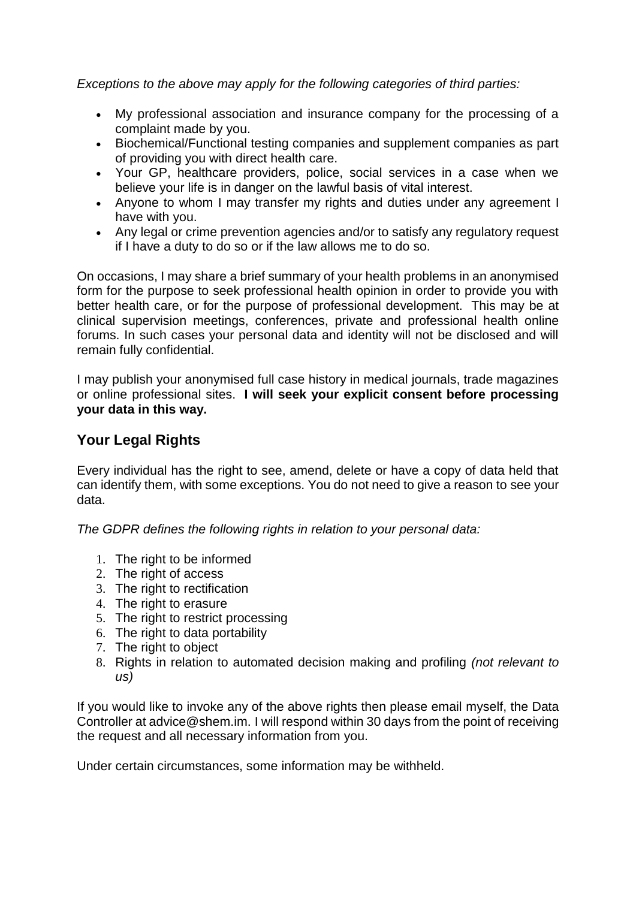*Exceptions to the above may apply for the following categories of third parties:*

- My professional association and insurance company for the processing of a complaint made by you.
- Biochemical/Functional testing companies and supplement companies as part of providing you with direct health care.
- Your GP, healthcare providers, police, social services in a case when we believe your life is in danger on the lawful basis of vital interest.
- Anyone to whom I may transfer my rights and duties under any agreement I have with you.
- Any legal or crime prevention agencies and/or to satisfy any regulatory request if I have a duty to do so or if the law allows me to do so.

On occasions, I may share a brief summary of your health problems in an anonymised form for the purpose to seek professional health opinion in order to provide you with better health care, or for the purpose of professional development. This may be at clinical supervision meetings, conferences, private and professional health online forums. In such cases your personal data and identity will not be disclosed and will remain fully confidential.

I may publish your anonymised full case history in medical journals, trade magazines or online professional sites. **I will seek your explicit consent before processing your data in this way.**

## Your Legal Rights

Every individual has the right to see, amend, delete or have a copy of data held that can identify them, with some exceptions. You do not need to give a reason to see your data.

*The GDPR defines the following rights in relation to your personal data:*

1. The right to be informed
2. The right of access
3. The right to rectification
4. The right to erasure
5. The right to restrict processing
6. The right to data portability
7. The right to object
8. Rights in relation to automated decision making and profiling *(not relevant to us)*

If you would like to invoke any of the above rights then please email myself, the Data Controller at advice@shem.im. I will respond within 30 days from the point of receiving the request and all necessary information from you.

Under certain circumstances, some information may be withheld.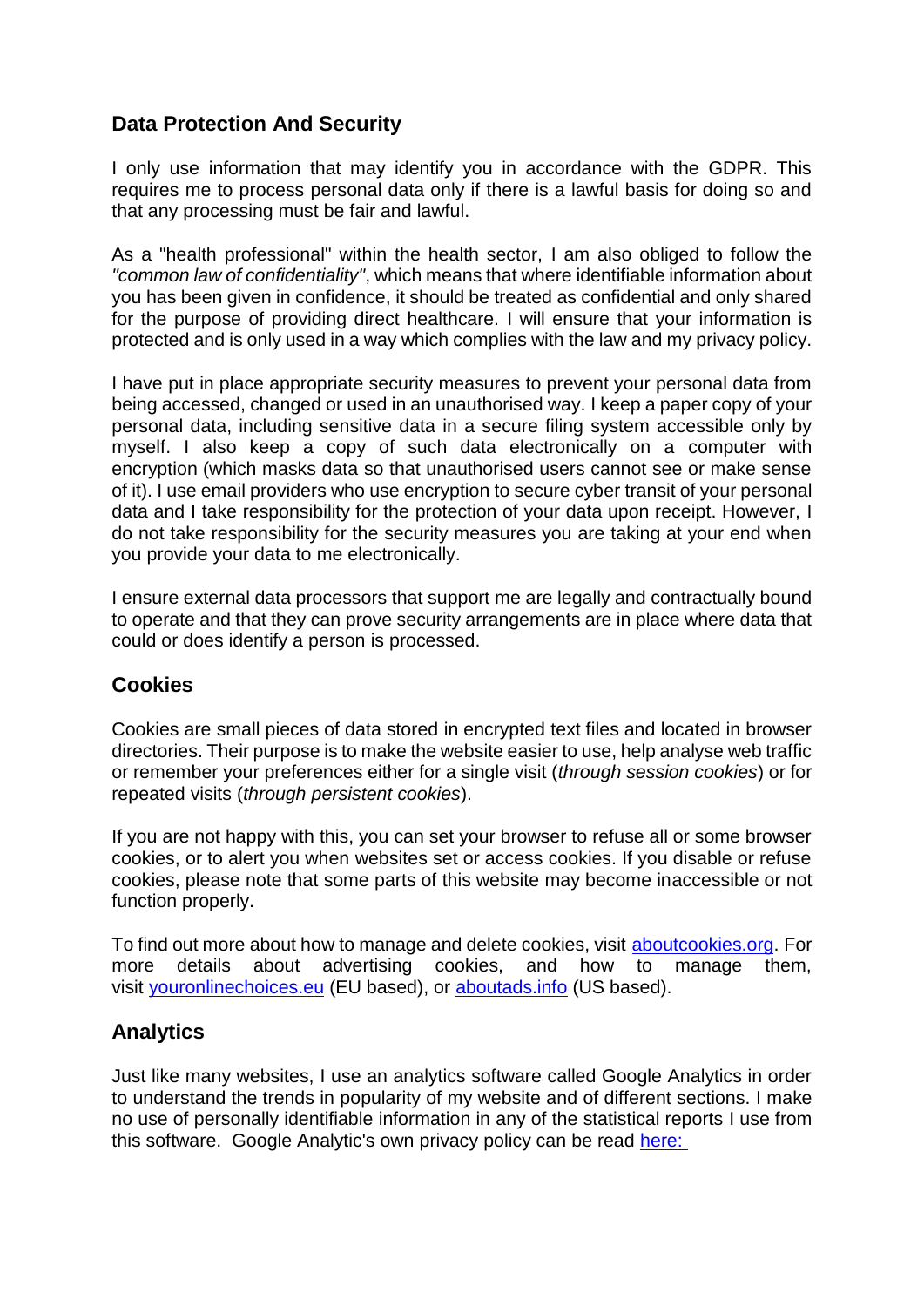## Data Protection And Security

I only use information that may identify you in accordance with the GDPR. This requires me to process personal data only if there is a lawful basis for doing so and that any processing must be fair and lawful.

As a "health professional" within the health sector, I am also obliged to follow the *"common law of confidentiality"*, which means that where identifiable information about you has been given in confidence, it should be treated as confidential and only shared for the purpose of providing direct healthcare. I will ensure that your information is protected and is only used in a way which complies with the law and my privacy policy.

I have put in place appropriate security measures to prevent your personal data from being accessed, changed or used in an unauthorised way. I keep a paper copy of your personal data, including sensitive data in a secure filing system accessible only by myself. I also keep a copy of such data electronically on a computer with encryption (which masks data so that unauthorised users cannot see or make sense of it). I use email providers who use encryption to secure cyber transit of your personal data and I take responsibility for the protection of your data upon receipt. However, I do not take responsibility for the security measures you are taking at your end when you provide your data to me electronically.

I ensure external data processors that support me are legally and contractually bound to operate and that they can prove security arrangements are in place where data that could or does identify a person is processed.

## Cookies

Cookies are small pieces of data stored in encrypted text files and located in browser directories. Their purpose is to make the website easier to use, help analyse web traffic or remember your preferences either for a single visit (*through session cookies*) or for repeated visits (*through persistent cookies*).

If you are not happy with this, you can set your browser to refuse all or some browser cookies, or to alert you when websites set or access cookies. If you disable or refuse cookies, please note that some parts of this website may become inaccessible or not function properly.

To find out more about how to manage and delete cookies, visit aboutcookies.org. For more details about advertising cookies, and how to manage them, visit youronlinechoices.eu (EU based), or aboutads.info (US based).

## Analytics

Just like many websites, I use an analytics software called Google Analytics in order to understand the trends in popularity of my website and of different sections. I make no use of personally identifiable information in any of the statistical reports I use from this software. Google Analytic's own privacy policy can be read here: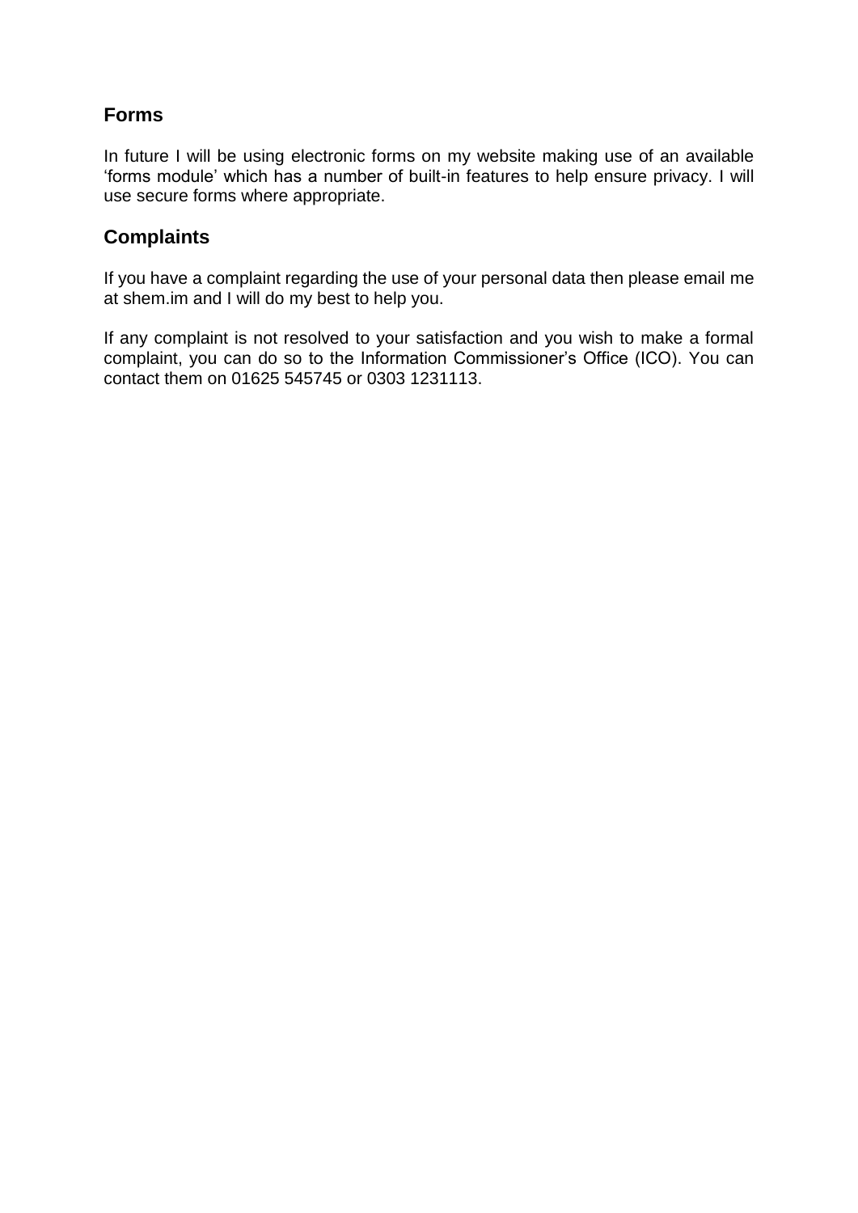## Forms

In future I will be using electronic forms on my website making use of an available 'forms module' which has a number of built-in features to help ensure privacy. I will use secure forms where appropriate.

## Complaints

If you have a complaint regarding the use of your personal data then please email me at shem.im and I will do my best to help you.

If any complaint is not resolved to your satisfaction and you wish to make a formal complaint, you can do so to the Information Commissioner's Office (ICO). You can contact them on 01625 545745 or 0303 1231113.